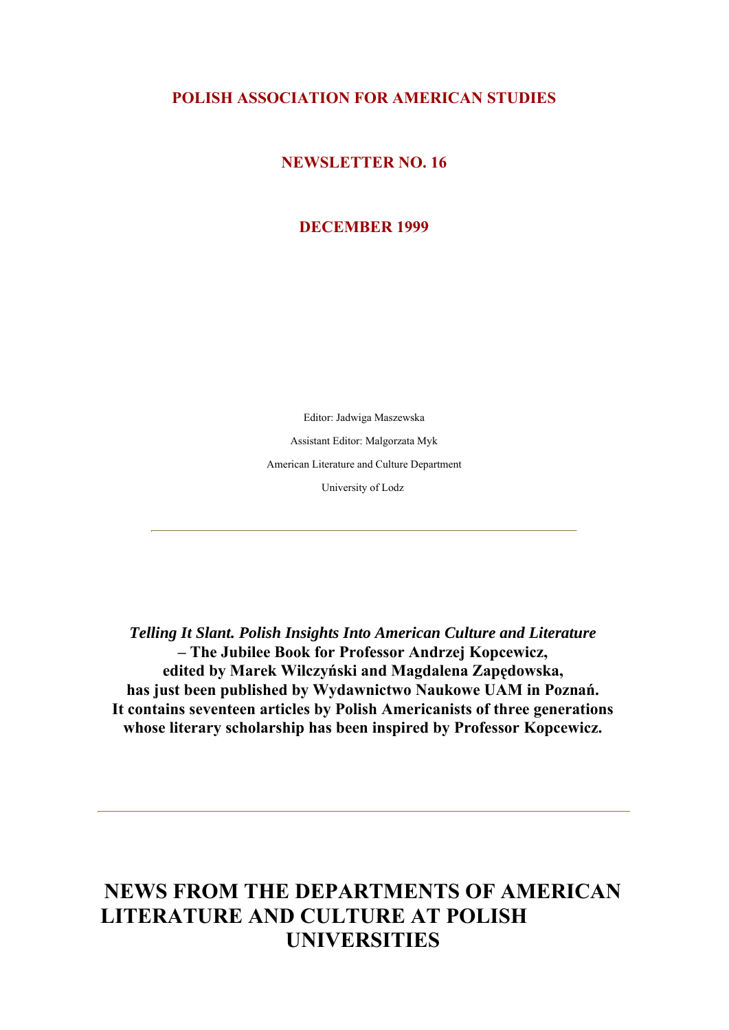# POLISH ASSOCIATION FOR AMERICAN STUDIES

## NEWSLETTER NO. 16

## DECEMBER 1999

Editor: Jadwiga Maszewska

Assistant Editor: Malgorzata Myk

American Literature and Culture Department

University of Lodz

---

***Telling It Slant. Polish Insights Into American Culture and Literature*** **– The Jubilee Book for Professor Andrzej Kopcewicz, edited by Marek Wilczyński and Magdalena Zapędowska, has just been published by Wydawnictwo Naukowe UAM in Poznań. It contains seventeen articles by Polish Americanists of three generations whose literary scholarship has been inspired by Professor Kopcewicz.**

---

# NEWS FROM THE DEPARTMENTS OF AMERICAN LITERATURE AND CULTURE AT POLISH UNIVERSITIES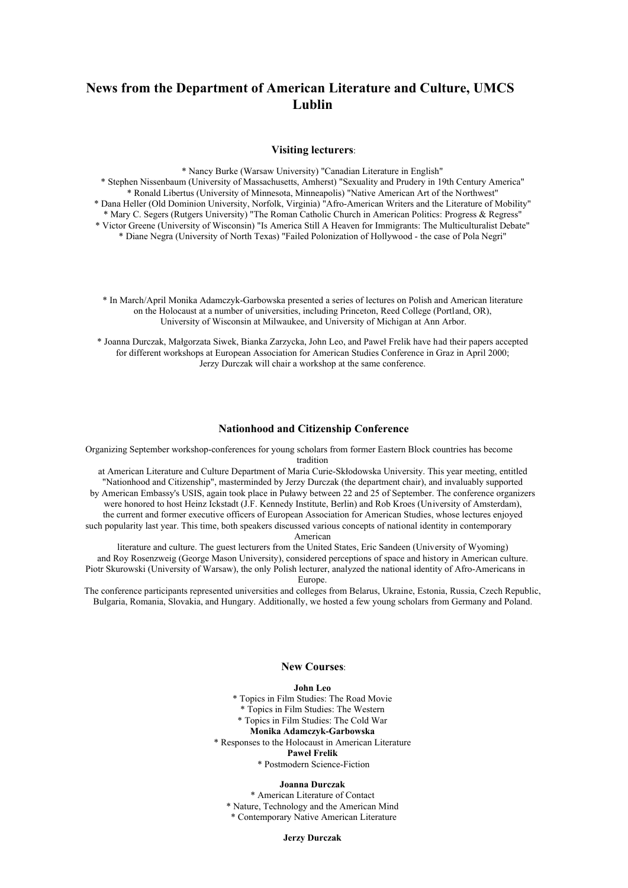# News from the Department of American Literature and Culture, UMCS Lublin

### Visiting lecturers:

* Nancy Burke (Warsaw University) "Canadian Literature in English"
* Stephen Nissenbaum (University of Massachusetts, Amherst) "Sexuality and Prudery in 19th Century America"
* Ronald Libertus (University of Minnesota, Minneapolis) "Native American Art of the Northwest"
* Dana Heller (Old Dominion University, Norfolk, Virginia) "Afro-American Writers and the Literature of Mobility"
* Mary C. Segers (Rutgers University) "The Roman Catholic Church in American Politics: Progress & Regress"
* Victor Greene (University of Wisconsin) "Is America Still A Heaven for Immigrants: The Multiculturalist Debate"
* Diane Negra (University of North Texas) "Failed Polonization of Hollywood - the case of Pola Negri"

* In March/April Monika Adamczyk-Garbowska presented a series of lectures on Polish and American literature on the Holocaust at a number of universities, including Princeton, Reed College (Portland, OR), University of Wisconsin at Milwaukee, and University of Michigan at Ann Arbor.

* Joanna Durczak, Małgorzata Siwek, Bianka Zarzycka, John Leo, and Paweł Frelik have had their papers accepted for different workshops at European Association for American Studies Conference in Graz in April 2000; Jerzy Durczak will chair a workshop at the same conference.

### Nationhood and Citizenship Conference

Organizing September workshop-conferences for young scholars from former Eastern Block countries has become tradition at American Literature and Culture Department of Maria Curie-Skłodowska University. This year meeting, entitled "Nationhood and Citizenship", masterminded by Jerzy Durczak (the department chair), and invaluably supported by American Embassy's USIS, again took place in Puławy between 22 and 25 of September. The conference organizers were honored to host Heinz Ickstadt (J.F. Kennedy Institute, Berlin) and Rob Kroes (University of Amsterdam), the current and former executive officers of European Association for American Studies, whose lectures enjoyed such popularity last year. This time, both speakers discussed various concepts of national identity in contemporary American literature and culture. The guest lecturers from the United States, Eric Sandeen (University of Wyoming) and Roy Rosenzweig (George Mason University), considered perceptions of space and history in American culture. Piotr Skurowski (University of Warsaw), the only Polish lecturer, analyzed the national identity of Afro-Americans in Europe.

The conference participants represented universities and colleges from Belarus, Ukraine, Estonia, Russia, Czech Republic, Bulgaria, Romania, Slovakia, and Hungary. Additionally, we hosted a few young scholars from Germany and Poland.

### New Courses:

**John Leo**

* Topics in Film Studies: The Road Movie
* Topics in Film Studies: The Western
* Topics in Film Studies: The Cold War

**Monika Adamczyk-Garbowska**

* Responses to the Holocaust in American Literature

**Paweł Frelik**

* Postmodern Science-Fiction

**Joanna Durczak**

* American Literature of Contact
* Nature, Technology and the American Mind
* Contemporary Native American Literature

**Jerzy Durczak**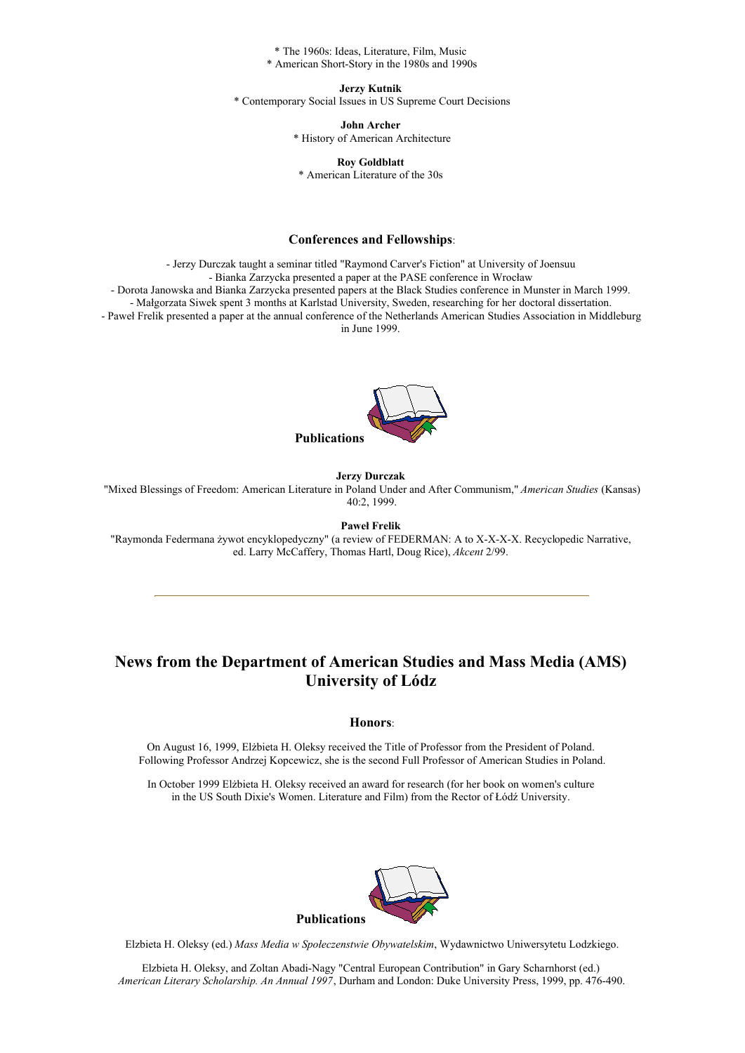* The 1960s: Ideas, Literature, Film, Music
* American Short-Story in the 1980s and 1990s

**Jerzy Kutnik**
* Contemporary Social Issues in US Supreme Court Decisions

**John Archer**
* History of American Architecture

**Roy Goldblatt**
* American Literature of the 30s

**Conferences and Fellowships**:

- Jerzy Durczak taught a seminar titled "Raymond Carver's Fiction" at University of Joensuu
- Bianka Zarzycka presented a paper at the PASE conference in Wrocław
- Dorota Janowska and Bianka Zarzycka presented papers at the Black Studies conference in Munster in March 1999.
- Małgorzata Siwek spent 3 months at Karlstad University, Sweden, researching for her doctoral dissertation.
- Paweł Frelik presented a paper at the annual conference of the Netherlands American Studies Association in Middleburg in June 1999.

**Publications**

**Jerzy Durczak**
"Mixed Blessings of Freedom: American Literature in Poland Under and After Communism," *American Studies* (Kansas) 40:2, 1999.

**Paweł Frelik**
"Raymonda Federmana żywot encyklopedyczny" (a review of FEDERMAN: A to X-X-X-X. Recyclopedic Narrative, ed. Larry McCaffery, Thomas Hartl, Doug Rice), *Akcent* 2/99.

---

## News from the Department of American Studies and Mass Media (AMS) University of Lódz

**Honors**:

On August 16, 1999, Elżbieta H. Oleksy received the Title of Professor from the President of Poland. Following Professor Andrzej Kopcewicz, she is the second Full Professor of American Studies in Poland.

In October 1999 Elżbieta H. Oleksy received an award for research (for her book on women's culture in the US South Dixie's Women. Literature and Film) from the Rector of Łódź University.

**Publications**

Elzbieta H. Oleksy (ed.) *Mass Media w Społeczenstwie Obywatelskim*, Wydawnictwo Uniwersytetu Lodzkiego.

Elzbieta H. Oleksy, and Zoltan Abadi-Nagy "Central European Contribution" in Gary Scharnhorst (ed.) *American Literary Scholarship. An Annual 1997*, Durham and London: Duke University Press, 1999, pp. 476-490.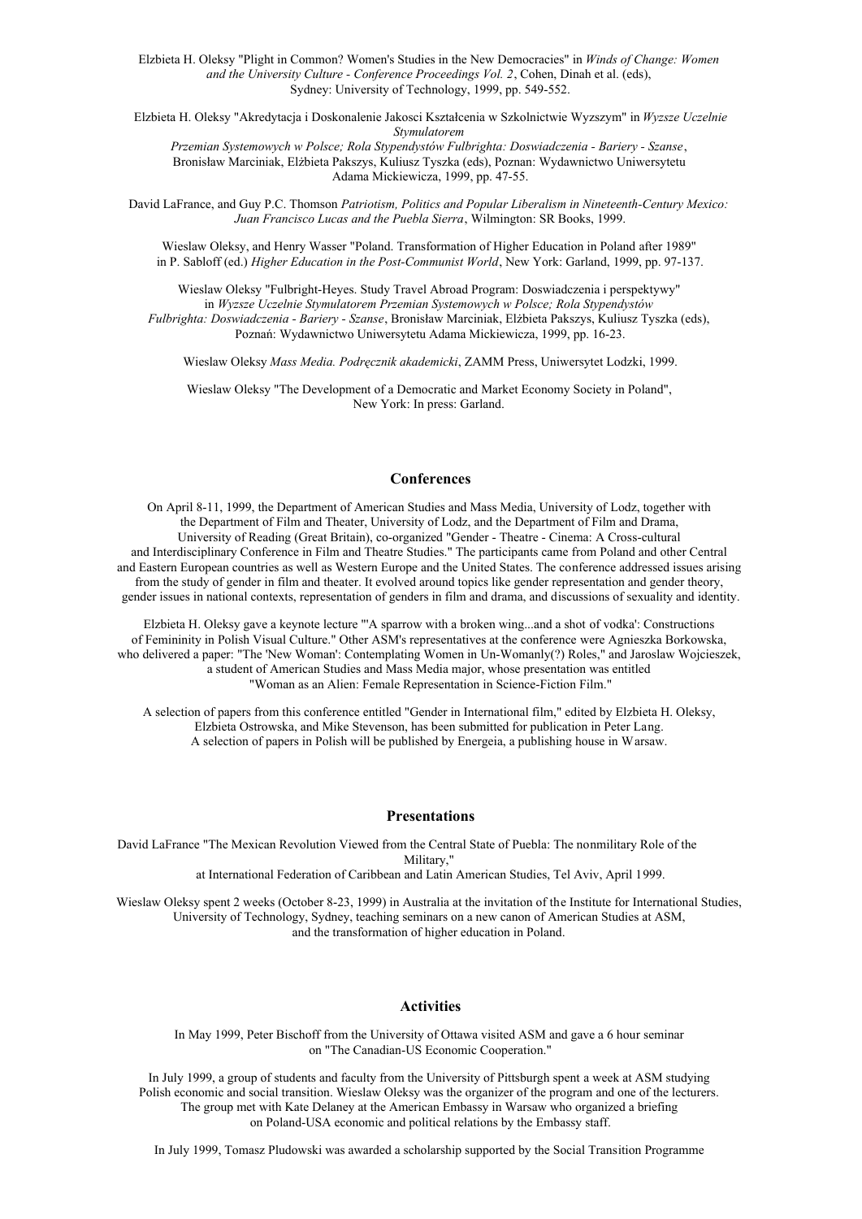Elzbieta H. Oleksy "Plight in Common? Women's Studies in the New Democracies" in *Winds of Change: Women and the University Culture - Conference Proceedings Vol. 2*, Cohen, Dinah et al. (eds), Sydney: University of Technology, 1999, pp. 549-552.

Elzbieta H. Oleksy "Akredytacja i Doskonalenie Jakosci Kształcenia w Szkolnictwie Wyzszym" in *Wyzsze Uczelnie Stymulatorem Przemian Systemowych w Polsce; Rola Stypendystów Fulbrighta: Doswiadczenia - Bariery - Szanse*, Bronisław Marciniak, Elżbieta Pakszys, Kuliusz Tyszka (eds), Poznan: Wydawnictwo Uniwersytetu Adama Mickiewicza, 1999, pp. 47-55.

David LaFrance, and Guy P.C. Thomson *Patriotism, Politics and Popular Liberalism in Nineteenth-Century Mexico: Juan Francisco Lucas and the Puebla Sierra*, Wilmington: SR Books, 1999.

Wieslaw Oleksy, and Henry Wasser "Poland. Transformation of Higher Education in Poland after 1989" in P. Sabloff (ed.) *Higher Education in the Post-Communist World*, New York: Garland, 1999, pp. 97-137.

Wieslaw Oleksy "Fulbright-Heyes. Study Travel Abroad Program: Doswiadczenia i perspektywy" in *Wyzsze Uczelnie Stymulatorem Przemian Systemowych w Polsce; Rola Stypendystów Fulbrighta: Doswiadczenia - Bariery - Szanse*, Bronisław Marciniak, Elżbieta Pakszys, Kuliusz Tyszka (eds), Poznań: Wydawnictwo Uniwersytetu Adama Mickiewicza, 1999, pp. 16-23.

Wieslaw Oleksy *Mass Media. Podręcznik akademicki*, ZAMM Press, Uniwersytet Lodzki, 1999.

Wieslaw Oleksy "The Development of a Democratic and Market Economy Society in Poland", New York: In press: Garland.

## Conferences

On April 8-11, 1999, the Department of American Studies and Mass Media, University of Lodz, together with the Department of Film and Theater, University of Lodz, and the Department of Film and Drama, University of Reading (Great Britain), co-organized "Gender - Theatre - Cinema: A Cross-cultural and Interdisciplinary Conference in Film and Theatre Studies." The participants came from Poland and other Central and Eastern European countries as well as Western Europe and the United States. The conference addressed issues arising from the study of gender in film and theater. It evolved around topics like gender representation and gender theory, gender issues in national contexts, representation of genders in film and drama, and discussions of sexuality and identity.

Elzbieta H. Oleksy gave a keynote lecture "'A sparrow with a broken wing...and a shot of vodka': Constructions of Femininity in Polish Visual Culture." Other ASM's representatives at the conference were Agnieszka Borkowska, who delivered a paper: "The 'New Woman': Contemplating Women in Un-Womanly(?) Roles," and Jaroslaw Wojcieszek, a student of American Studies and Mass Media major, whose presentation was entitled "Woman as an Alien: Female Representation in Science-Fiction Film."

A selection of papers from this conference entitled "Gender in International film," edited by Elzbieta H. Oleksy, Elzbieta Ostrowska, and Mike Stevenson, has been submitted for publication in Peter Lang. A selection of papers in Polish will be published by Energeia, a publishing house in Warsaw.

## Presentations

David LaFrance "The Mexican Revolution Viewed from the Central State of Puebla: The nonmilitary Role of the Military," at International Federation of Caribbean and Latin American Studies, Tel Aviv, April 1999.

Wieslaw Oleksy spent 2 weeks (October 8-23, 1999) in Australia at the invitation of the Institute for International Studies, University of Technology, Sydney, teaching seminars on a new canon of American Studies at ASM, and the transformation of higher education in Poland.

## Activities

In May 1999, Peter Bischoff from the University of Ottawa visited ASM and gave a 6 hour seminar on "The Canadian-US Economic Cooperation."

In July 1999, a group of students and faculty from the University of Pittsburgh spent a week at ASM studying Polish economic and social transition. Wieslaw Oleksy was the organizer of the program and one of the lecturers. The group met with Kate Delaney at the American Embassy in Warsaw who organized a briefing on Poland-USA economic and political relations by the Embassy staff.

In July 1999, Tomasz Pludowski was awarded a scholarship supported by the Social Transition Programme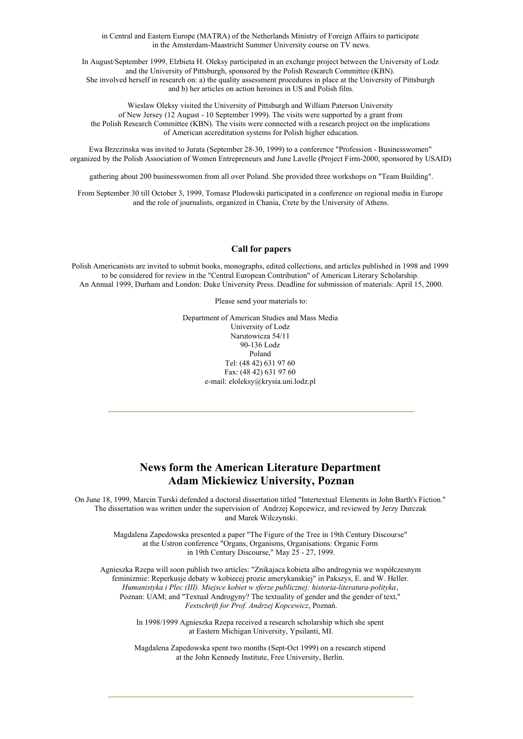in Central and Eastern Europe (MATRA) of the Netherlands Ministry of Foreign Affairs to participate in the Amsterdam-Maastricht Summer University course on TV news.

In August/September 1999, Elzbieta H. Oleksy participated in an exchange project between the University of Lodz and the University of Pittsburgh, sponsored by the Polish Research Committee (KBN). She involved herself in research on: a) the quality assessment procedures in place at the University of Pittsburgh and b) her articles on action heroines in US and Polish film.

Wieslaw Oleksy visited the University of Pittsburgh and William Paterson University of New Jersey (12 August - 10 September 1999). The visits were supported by a grant from the Polish Research Committee (KBN). The visits were connected with a research project on the implications of American accreditation systems for Polish higher education.

Ewa Brzezinska was invited to Jurata (September 28-30, 1999) to a conference "Profession - Businesswomen" organized by the Polish Association of Women Entrepreneurs and June Lavelle (Project Firm-2000, sponsored by USAID)

gathering about 200 businesswomen from all over Poland. She provided three workshops on "Team Building".

From September 30 till October 3, 1999, Tomasz Pludowski participated in a conference on regional media in Europe and the role of journalists, organized in Chania, Crete by the University of Athens.

**Call for papers**

Polish Americanists are invited to submit books, monographs, edited collections, and articles published in 1998 and 1999 to be considered for review in the "Central European Contribution" of American Literary Scholarship. An Annual 1999, Durham and London: Duke University Press. Deadline for submission of materials: April 15, 2000.

Please send your materials to:

Department of American Studies and Mass Media
University of Lodz
Narutowicza 54/11
90-136 Lodz
Poland
Tel: (48 42) 631 97 60
Fax: (48 42) 631 97 60
e-mail: eloleksy@krysia.uni.lodz.pl

---

## News form the American Literature Department Adam Mickiewicz University, Poznan

On June 18, 1999, Marcin Turski defended a doctoral dissertation titled "Intertextual Elements in John Barth's Fiction." The dissertation was written under the supervision of Andrzej Kopcewicz, and reviewed by Jerzy Durczak and Marek Wilczynski.

Magdalena Zapedowska presented a paper "The Figure of the Tree in 19th Century Discourse" at the Ustron conference "Organs, Organisms, Organisations: Organic Form in 19th Century Discourse," May 25 - 27, 1999.

Agnieszka Rzepa will soon publish two articles: "Znikajaca kobieta albo androgynia we współczesnym feminizmie: Reperkusje debaty w kobiecej prozie amerykanskiej" in Pakszys, E. and W. Heller. *Humanistyka i Plec (III). Miejsce kobiet w sferze publicznej: historia-literatura-polityka*, Poznan: UAM; and "Textual Androgyny? The textuality of gender and the gender of text," *Festschrift for Prof. Andrzej Kopcewicz*, Poznań.

In 1998/1999 Agnieszka Rzepa received a research scholarship which she spent at Eastern Michigan University, Ypsilanti, MI.

Magdalena Zapedowska spent two months (Sept-Oct 1999) on a research stipend at the John Kennedy Institute, Free University, Berlin.

---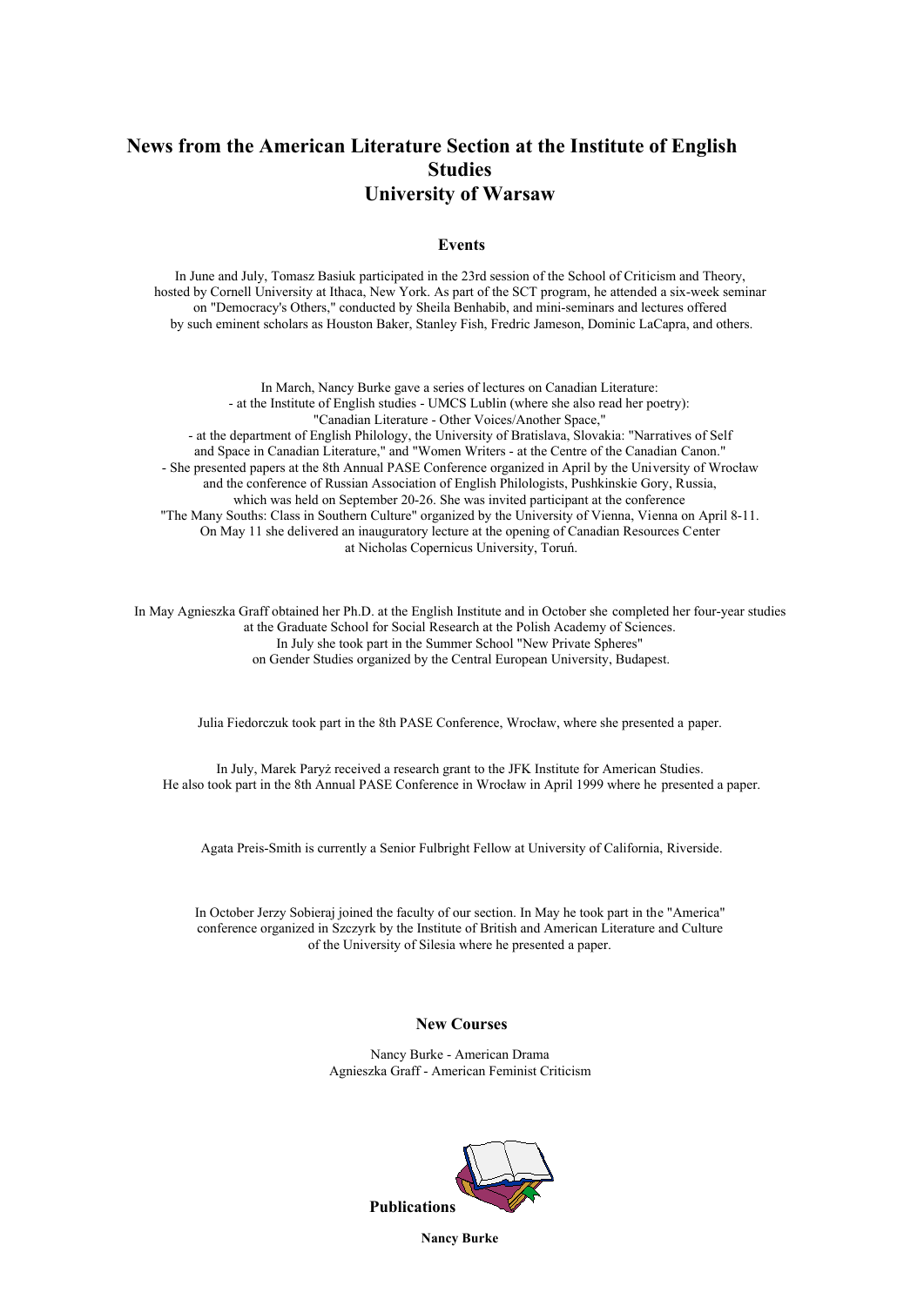# News from the American Literature Section at the Institute of English Studies University of Warsaw

## Events

In June and July, Tomasz Basiuk participated in the 23rd session of the School of Criticism and Theory, hosted by Cornell University at Ithaca, New York. As part of the SCT program, he attended a six-week seminar on "Democracy's Others," conducted by Sheila Benhabib, and mini-seminars and lectures offered by such eminent scholars as Houston Baker, Stanley Fish, Fredric Jameson, Dominic LaCapra, and others.

In March, Nancy Burke gave a series of lectures on Canadian Literature:
- at the Institute of English studies - UMCS Lublin (where she also read her poetry): "Canadian Literature - Other Voices/Another Space,"
- at the department of English Philology, the University of Bratislava, Slovakia: "Narratives of Self and Space in Canadian Literature," and "Women Writers - at the Centre of the Canadian Canon."
- She presented papers at the 8th Annual PASE Conference organized in April by the University of Wrocław and the conference of Russian Association of English Philologists, Pushkinskie Gory, Russia, which was held on September 20-26. She was invited participant at the conference "The Many Souths: Class in Southern Culture" organized by the University of Vienna, Vienna on April 8-11. On May 11 she delivered an inauguratory lecture at the opening of Canadian Resources Center at Nicholas Copernicus University, Toruń.

In May Agnieszka Graff obtained her Ph.D. at the English Institute and in October she completed her four-year studies at the Graduate School for Social Research at the Polish Academy of Sciences. In July she took part in the Summer School "New Private Spheres" on Gender Studies organized by the Central European University, Budapest.

Julia Fiedorczuk took part in the 8th PASE Conference, Wrocław, where she presented a paper.

In July, Marek Paryż received a research grant to the JFK Institute for American Studies. He also took part in the 8th Annual PASE Conference in Wrocław in April 1999 where he presented a paper.

Agata Preis-Smith is currently a Senior Fulbright Fellow at University of California, Riverside.

In October Jerzy Sobieraj joined the faculty of our section. In May he took part in the "America" conference organized in Szczyrk by the Institute of British and American Literature and Culture of the University of Silesia where he presented a paper.

## New Courses

Nancy Burke - American Drama
Agnieszka Graff - American Feminist Criticism

## Publications

**Nancy Burke**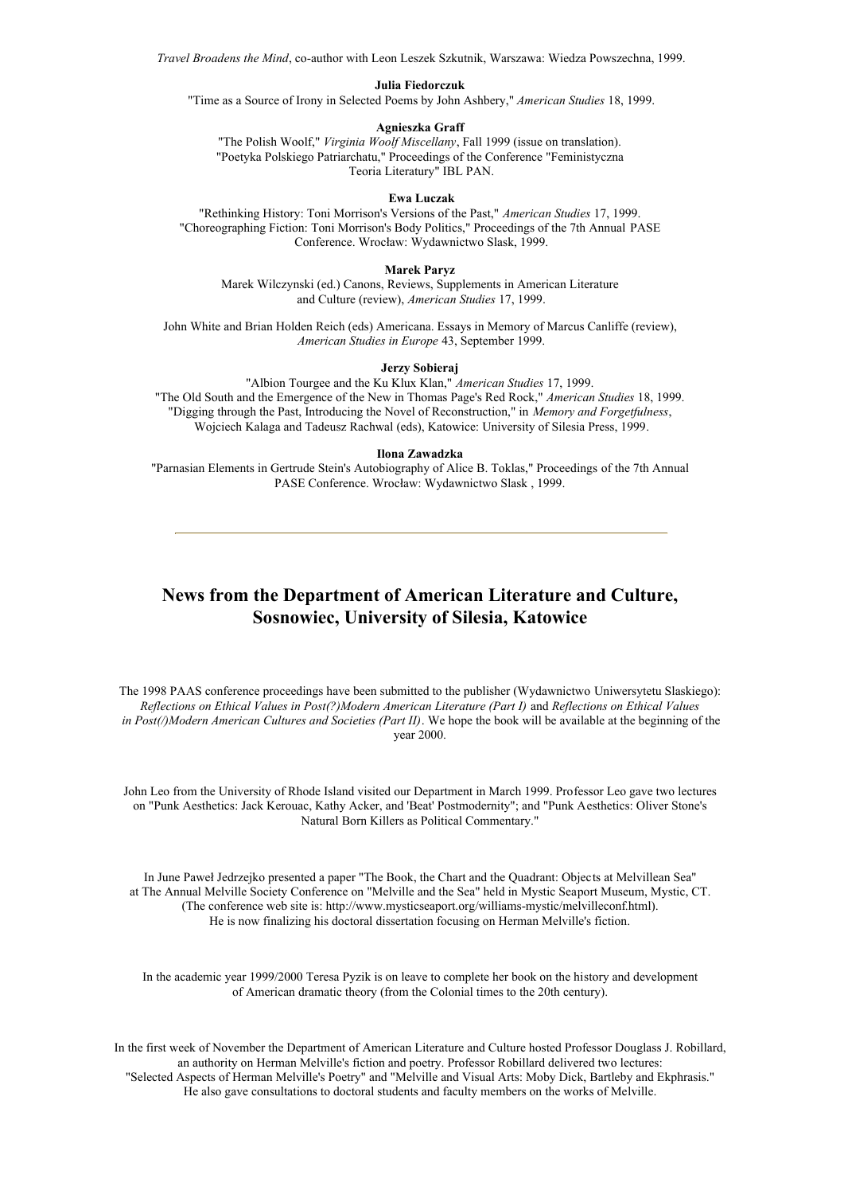*Travel Broadens the Mind*, co-author with Leon Leszek Szkutnik, Warszawa: Wiedza Powszechna, 1999.

**Julia Fiedorczuk**

"Time as a Source of Irony in Selected Poems by John Ashbery," *American Studies* 18, 1999.

**Agnieszka Graff**

"The Polish Woolf," *Virginia Woolf Miscellany*, Fall 1999 (issue on translation).
"Poetyka Polskiego Patriarchatu," Proceedings of the Conference "Feministyczna Teoria Literatury" IBL PAN.

**Ewa Luczak**

"Rethinking History: Toni Morrison's Versions of the Past," *American Studies* 17, 1999.
"Choreographing Fiction: Toni Morrison's Body Politics," Proceedings of the 7th Annual PASE Conference. Wrocław: Wydawnictwo Slask, 1999.

**Marek Paryz**

Marek Wilczynski (ed.) Canons, Reviews, Supplements in American Literature and Culture (review), *American Studies* 17, 1999.

John White and Brian Holden Reich (eds) Americana. Essays in Memory of Marcus Canliffe (review), *American Studies in Europe* 43, September 1999.

**Jerzy Sobieraj**

"Albion Tourgee and the Ku Klux Klan," *American Studies* 17, 1999.
"The Old South and the Emergence of the New in Thomas Page's Red Rock," *American Studies* 18, 1999.
"Digging through the Past, Introducing the Novel of Reconstruction," in *Memory and Forgetfulness*, Wojciech Kalaga and Tadeusz Rachwal (eds), Katowice: University of Silesia Press, 1999.

**Ilona Zawadzka**

"Parnasian Elements in Gertrude Stein's Autobiography of Alice B. Toklas," Proceedings of the 7th Annual PASE Conference. Wrocław: Wydawnictwo Slask , 1999.

---

## News from the Department of American Literature and Culture, Sosnowiec, University of Silesia, Katowice

The 1998 PAAS conference proceedings have been submitted to the publisher (Wydawnictwo Uniwersytetu Slaskiego): *Reflections on Ethical Values in Post(?)Modern American Literature (Part I)* and *Reflections on Ethical Values in Post(/)Modern American Cultures and Societies (Part II)*. We hope the book will be available at the beginning of the year 2000.

John Leo from the University of Rhode Island visited our Department in March 1999. Professor Leo gave two lectures on "Punk Aesthetics: Jack Kerouac, Kathy Acker, and 'Beat' Postmodernity"; and "Punk Aesthetics: Oliver Stone's Natural Born Killers as Political Commentary."

In June Paweł Jedrzejko presented a paper "The Book, the Chart and the Quadrant: Objects at Melvillean Sea" at The Annual Melville Society Conference on "Melville and the Sea" held in Mystic Seaport Museum, Mystic, CT. (The conference web site is: http://www.mysticseaport.org/williams-mystic/melvilleconf.html). He is now finalizing his doctoral dissertation focusing on Herman Melville's fiction.

In the academic year 1999/2000 Teresa Pyzik is on leave to complete her book on the history and development of American dramatic theory (from the Colonial times to the 20th century).

In the first week of November the Department of American Literature and Culture hosted Professor Douglass J. Robillard, an authority on Herman Melville's fiction and poetry. Professor Robillard delivered two lectures: "Selected Aspects of Herman Melville's Poetry" and "Melville and Visual Arts: Moby Dick, Bartleby and Ekphrasis." He also gave consultations to doctoral students and faculty members on the works of Melville.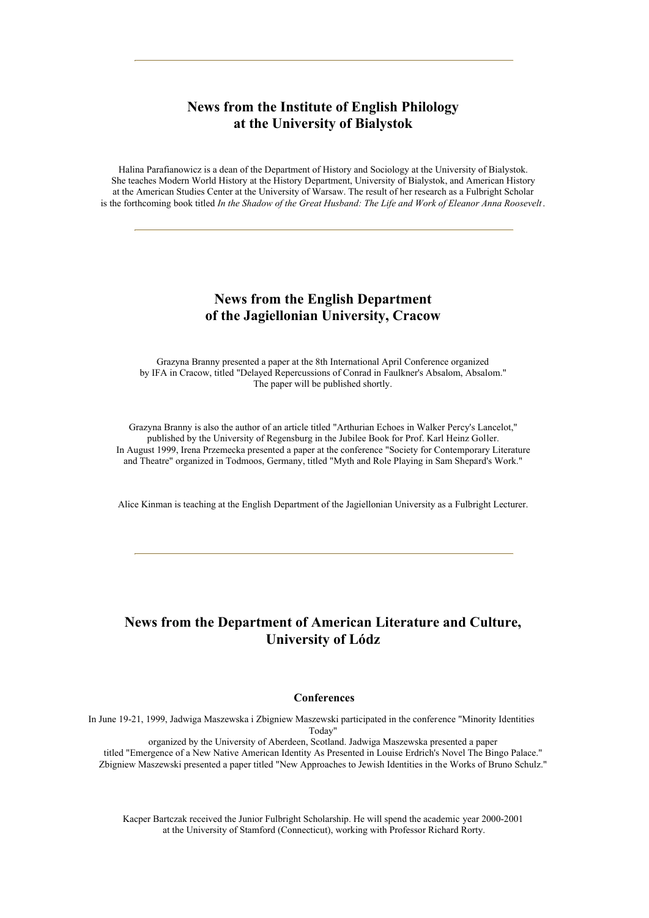## News from the Institute of English Philology at the University of Bialystok

Halina Parafianowicz is a dean of the Department of History and Sociology at the University of Bialystok. She teaches Modern World History at the History Department, University of Bialystok, and American History at the American Studies Center at the University of Warsaw. The result of her research as a Fulbright Scholar is the forthcoming book titled *In the Shadow of the Great Husband: The Life and Work of Eleanor Anna Roosevelt*.

---

## News from the English Department of the Jagiellonian University, Cracow

Grazyna Branny presented a paper at the 8th International April Conference organized by IFA in Cracow, titled "Delayed Repercussions of Conrad in Faulkner's Absalom, Absalom." The paper will be published shortly.

Grazyna Branny is also the author of an article titled "Arthurian Echoes in Walker Percy's Lancelot," published by the University of Regensburg in the Jubilee Book for Prof. Karl Heinz Goller. In August 1999, Irena Przemecka presented a paper at the conference "Society for Contemporary Literature and Theatre" organized in Todmoos, Germany, titled "Myth and Role Playing in Sam Shepard's Work."

Alice Kinman is teaching at the English Department of the Jagiellonian University as a Fulbright Lecturer.

---

## News from the Department of American Literature and Culture, University of Lódz

### Conferences

In June 19-21, 1999, Jadwiga Maszewska i Zbigniew Maszewski participated in the conference "Minority Identities Today" organized by the University of Aberdeen, Scotland. Jadwiga Maszewska presented a paper titled "Emergence of a New Native American Identity As Presented in Louise Erdrich's Novel The Bingo Palace." Zbigniew Maszewski presented a paper titled "New Approaches to Jewish Identities in the Works of Bruno Schulz."

Kacper Bartczak received the Junior Fulbright Scholarship. He will spend the academic year 2000-2001 at the University of Stamford (Connecticut), working with Professor Richard Rorty.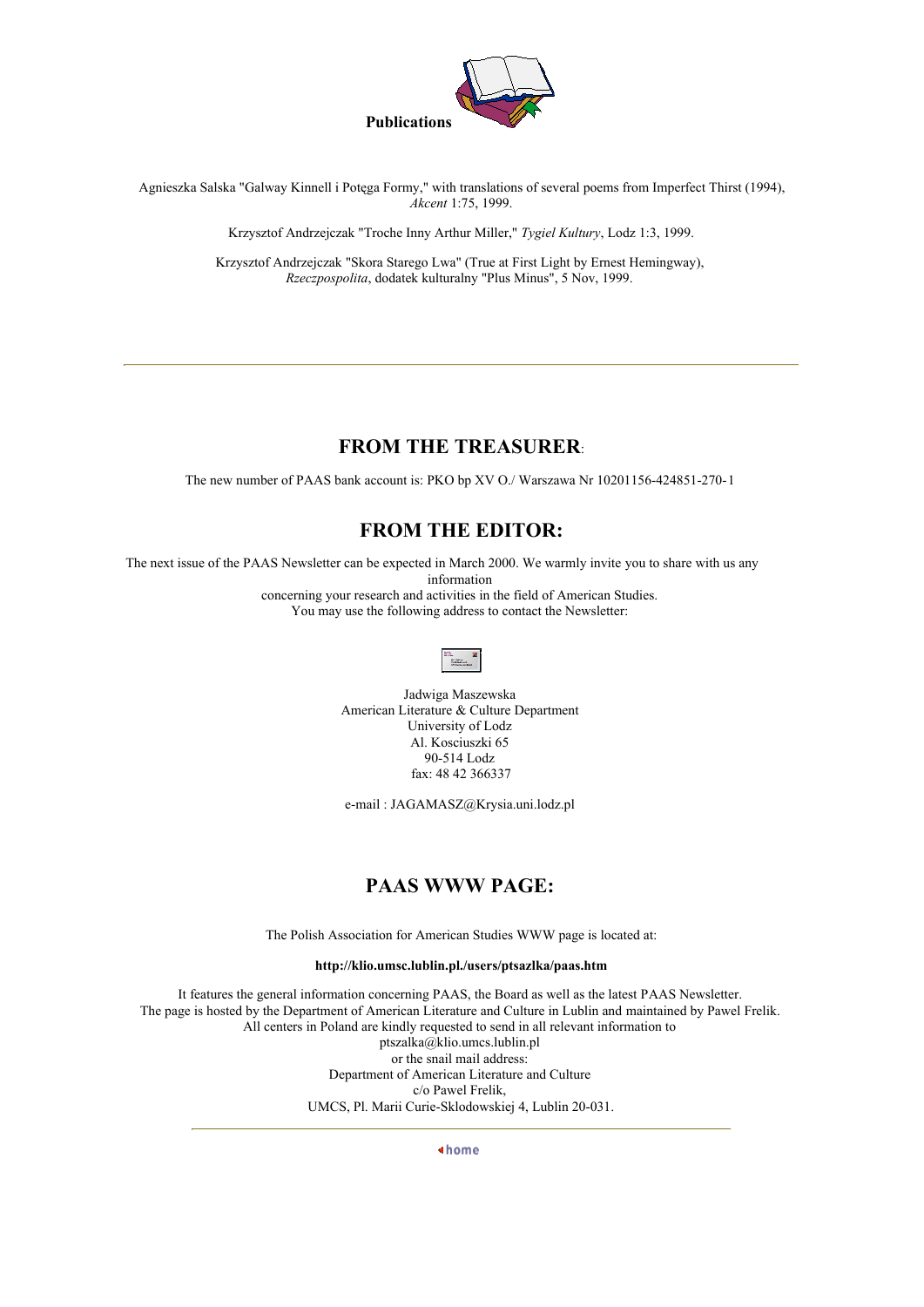**Publications**

Agnieszka Salska "Galway Kinnell i Potęga Formy," with translations of several poems from Imperfect Thirst (1994), *Akcent* 1:75, 1999.

Krzysztof Andrzejczak "Troche Inny Arthur Miller," *Tygiel Kultury*, Lodz 1:3, 1999.

Krzysztof Andrzejczak "Skora Starego Lwa" (True at First Light by Ernest Hemingway), *Rzeczpospolita*, dodatek kulturalny "Plus Minus", 5 Nov, 1999.

---

## FROM THE TREASURER:

The new number of PAAS bank account is: PKO bp XV O./ Warszawa Nr 10201156-424851-270-1

## FROM THE EDITOR:

The next issue of the PAAS Newsletter can be expected in March 2000. We warmly invite you to share with us any information concerning your research and activities in the field of American Studies.
You may use the following address to contact the Newsletter:

Jadwiga Maszewska
American Literature & Culture Department
University of Lodz
Al. Kosciuszki 65
90-514 Lodz
fax: 48 42 366337

e-mail : JAGAMASZ@Krysia.uni.lodz.pl

## PAAS WWW PAGE:

The Polish Association for American Studies WWW page is located at:

**http://klio.umsc.lublin.pl./users/ptsazlka/paas.htm**

It features the general information concerning PAAS, the Board as well as the latest PAAS Newsletter.
The page is hosted by the Department of American Literature and Culture in Lublin and maintained by Pawel Frelik.
All centers in Poland are kindly requested to send in all relevant information to
ptszalka@klio.umcs.lublin.pl
or the snail mail address:
Department of American Literature and Culture
c/o Pawel Frelik,
UMCS, Pl. Marii Curie-Sklodowskiej 4, Lublin 20-031.

---

home